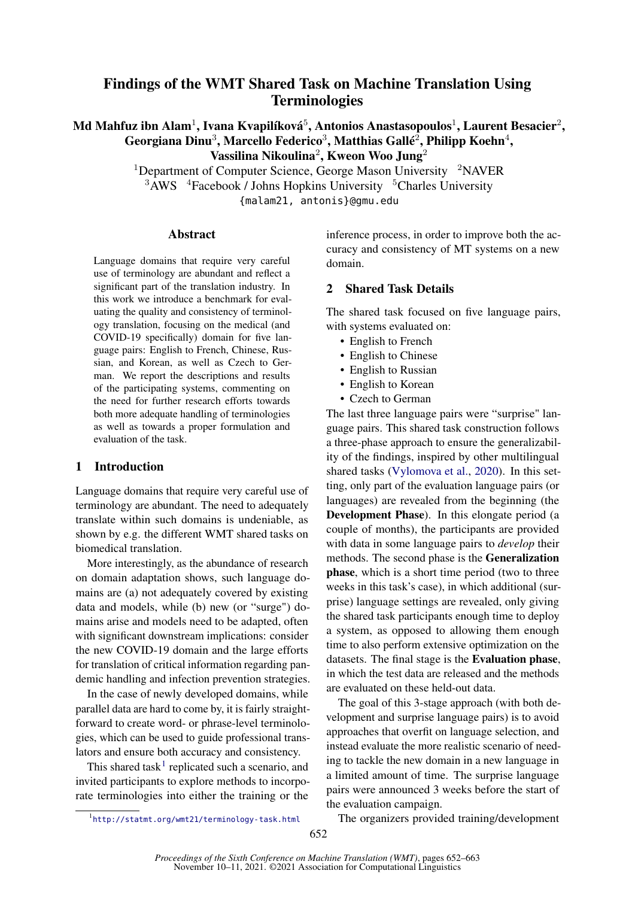# Findings of the WMT Shared Task on Machine Translation Using Terminologies

**Md Mahfuz ibn Alam**[1], **Ivana Kvapilíková**[5], **Antonios Anastasopoulos**[1], **Laurent Besacier**[2], **Georgiana Dinu**[3], **Marcello Federico**[3], **Matthias Gallé**[2], **Philipp Koehn**[4], **Vassilina Nikoulina**[2], **Kweon Woo Jung**[2]

[1]Department of Computer Science, George Mason University [2]NAVER
[3]AWS [4]Facebook / Johns Hopkins University [5]Charles University
{malam21, antonis}@gmu.edu

## Abstract

Language domains that require very careful use of terminology are abundant and reflect a significant part of the translation industry. In this work we introduce a benchmark for evaluating the quality and consistency of terminology translation, focusing on the medical (and COVID-19 specifically) domain for five language pairs: English to French, Chinese, Russian, and Korean, as well as Czech to German. We report the descriptions and results of the participating systems, commenting on the need for further research efforts towards both more adequate handling of terminologies as well as towards a proper formulation and evaluation of the task.

## 1 Introduction

Language domains that require very careful use of terminology are abundant. The need to adequately translate within such domains is undeniable, as shown by e.g. the different WMT shared tasks on biomedical translation.

More interestingly, as the abundance of research on domain adaptation shows, such language domains are (a) not adequately covered by existing data and models, while (b) new (or "surge") domains arise and models need to be adapted, often with significant downstream implications: consider the new COVID-19 domain and the large efforts for translation of critical information regarding pandemic handling and infection prevention strategies.

In the case of newly developed domains, while parallel data are hard to come by, it is fairly straightforward to create word- or phrase-level terminologies, which can be used to guide professional translators and ensure both accuracy and consistency.

This shared task[1] replicated such a scenario, and invited participants to explore methods to incorporate terminologies into either the training or the inference process, in order to improve both the accuracy and consistency of MT systems on a new domain.

[1] http://statmt.org/wmt21/terminology-task.html

## 2 Shared Task Details

The shared task focused on five language pairs, with systems evaluated on:

- English to French
- English to Chinese
- English to Russian
- English to Korean
- Czech to German

The last three language pairs were "surprise" language pairs. This shared task construction follows a three-phase approach to ensure the generalizability of the findings, inspired by other multilingual shared tasks (Vylomova et al., 2020). In this setting, only part of the evaluation language pairs (or languages) are revealed from the beginning (the **Development Phase**). In this elongate period (a couple of months), the participants are provided with data in some language pairs to *develop* their methods. The second phase is the **Generalization phase**, which is a short time period (two to three weeks in this task's case), in which additional (surprise) language settings are revealed, only giving the shared task participants enough time to deploy a system, as opposed to allowing them enough time to also perform extensive optimization on the datasets. The final stage is the **Evaluation phase**, in which the test data are released and the methods are evaluated on these held-out data.

The goal of this 3-stage approach (with both development and surprise language pairs) is to avoid approaches that overfit on language selection, and instead evaluate the more realistic scenario of needing to tackle the new domain in a new language in a limited amount of time. The surprise language pairs were announced 3 weeks before the start of the evaluation campaign.

The organizers provided training/development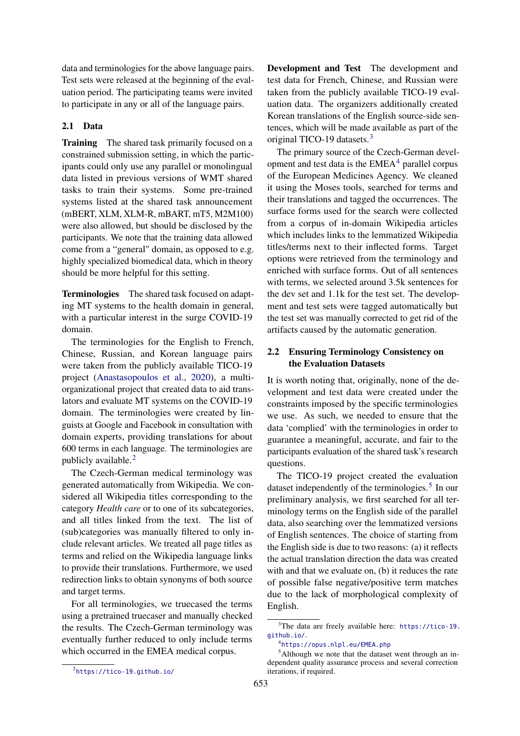data and terminologies for the above language pairs. Test sets were released at the beginning of the evaluation period. The participating teams were invited to participate in any or all of the language pairs.

## 2.1 Data

**Training** The shared task primarily focused on a constrained submission setting, in which the participants could only use any parallel or monolingual data listed in previous versions of WMT shared tasks to train their systems. Some pre-trained systems listed at the shared task announcement (mBERT, XLM, XLM-R, mBART, mT5, M2M100) were also allowed, but should be disclosed by the participants. We note that the training data allowed come from a "general" domain, as opposed to e.g. highly specialized biomedical data, which in theory should be more helpful for this setting.

**Terminologies** The shared task focused on adapting MT systems to the health domain in general, with a particular interest in the surge COVID-19 domain.

The terminologies for the English to French, Chinese, Russian, and Korean language pairs were taken from the publicly available TICO-19 project (Anastasopoulos et al., 2020), a multi-organizational project that created data to aid translators and evaluate MT systems on the COVID-19 domain. The terminologies were created by linguists at Google and Facebook in consultation with domain experts, providing translations for about 600 terms in each language. The terminologies are publicly available.[2]

The Czech-German medical terminology was generated automatically from Wikipedia. We considered all Wikipedia titles corresponding to the category *Health care* or to one of its subcategories, and all titles linked from the text. The list of (sub)categories was manually filtered to only include relevant articles. We treated all page titles as terms and relied on the Wikipedia language links to provide their translations. Furthermore, we used redirection links to obtain synonyms of both source and target terms.

For all terminologies, we truecased the terms using a pretrained truecaser and manually checked the results. The Czech-German terminology was eventually further reduced to only include terms which occurred in the EMEA medical corpus.

[2] https://tico-19.github.io/

**Development and Test** The development and test data for French, Chinese, and Russian were taken from the publicly available TICO-19 evaluation data. The organizers additionally created Korean translations of the English source-side sentences, which will be made available as part of the original TICO-19 datasets.[3]

The primary source of the Czech-German development and test data is the EMEA[4] parallel corpus of the European Medicines Agency. We cleaned it using the Moses tools, searched for terms and their translations and tagged the occurrences. The surface forms used for the search were collected from a corpus of in-domain Wikipedia articles which includes links to the lemmatized Wikipedia titles/terms next to their inflected forms. Target options were retrieved from the terminology and enriched with surface forms. Out of all sentences with terms, we selected around 3.5k sentences for the dev set and 1.1k for the test set. The development and test sets were tagged automatically but the test set was manually corrected to get rid of the artifacts caused by the automatic generation.

## 2.2 Ensuring Terminology Consistency on the Evaluation Datasets

It is worth noting that, originally, none of the development and test data were created under the constraints imposed by the specific terminologies we use. As such, we needed to ensure that the data 'complied' with the terminologies in order to guarantee a meaningful, accurate, and fair to the participants evaluation of the shared task's research questions.

The TICO-19 project created the evaluation dataset independently of the terminologies.[5] In our preliminary analysis, we first searched for all terminology terms on the English side of the parallel data, also searching over the lemmatized versions of English sentences. The choice of starting from the English side is due to two reasons: (a) it reflects the actual translation direction the data was created with and that we evaluate on, (b) it reduces the rate of possible false negative/positive term matches due to the lack of morphological complexity of English.

[3] The data are freely available here: https://tico-19.github.io/.

[4] https://opus.nlpl.eu/EMEA.php

[5] Although we note that the dataset went through an independent quality assurance process and several correction iterations, if required.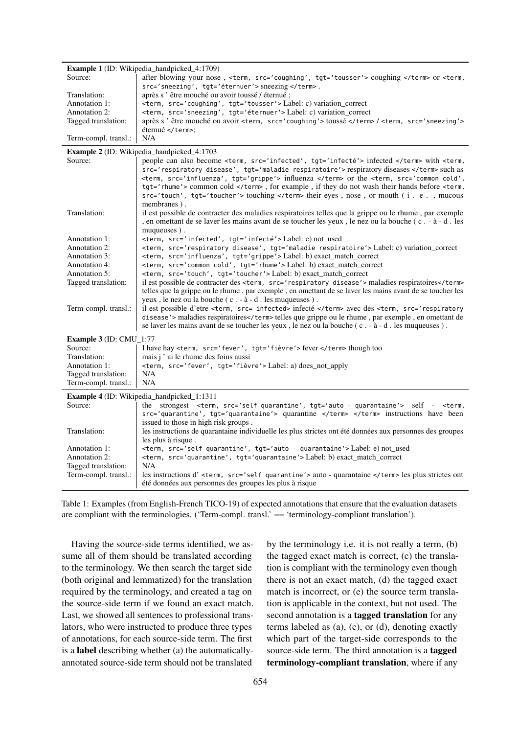| **Example 1** (ID: Wikipedia_handpicked_4:1709) | |
|---|---|
| Source: | after blowing your nose , <term, src='coughing', tgt='tousser'> coughing </term> or <term, src='sneezing', tgt='éternuer'> sneezing </term> . |
| Translation: | après s ' être mouché ou avoir toussé / éternué ; |
| Annotation 1: | <term, src='coughing', tgt='tousser'> Label: c) variation_correct |
| Annotation 2: | <term, src='sneezing', tgt='éternuer'> Label: c) variation_correct |
| Tagged translation: | après s ' être mouché ou avoir <term, src='coughing'> toussé </term> / <term, src='sneezing'> éternué </term>; |
| Term-compl. transl.: | N/A |
| **Example 2** (ID: Wikipedia_handpicked_4:1703 | |
| Source: | people can also become <term, src='infected', tgt='infecté'> infected </term> with <term, src='respiratory disease', tgt='maladie respiratoire'> respiratory diseases </term> such as <term, src='influenza', tgt='grippe'> influenza </term> or the <term, src='common cold', tgt='rhume'> common cold </term> , for example , if they do not wash their hands before <term, src='touch', tgt='toucher'> touching </term> their eyes , nose , or mouth ( i . e . , mucous membranes ) . |
| Translation: | il est possible de contracter des maladies respiratoires telles que la grippe ou le rhume , par exemple , en omettant de se laver les mains avant de se toucher les yeux , le nez ou la bouche ( c . - à - d . les muqueuses ) . |
| Annotation 1: | <term, src='infected', tgt='infecté'> Label: e) not_used |
| Annotation 2: | <term, src='respiratory disease', tgt='maladie respiratoire'> Label: c) variation_correct |
| Annotation 3: | <term, src='influenza', tgt='grippe'> Label: b) exact_match_correct |
| Annotation 4: | <term, src='common cold', tgt='rhume'> Label: b) exact_match_correct |
| Annotation 5: | <term, src='touch', tgt='toucher'> Label: b) exact_match_correct |
| Tagged translation: | il est possible de contracter des <term, src='respiratory disease'> maladies respiratoires</term> telles que la grippe ou le rhume , par exemple , en omettant de se laver les mains avant de se toucher les yeux , le nez ou la bouche ( c . - à - d . les muqueuses ) . |
| Term-compl. transl.: | il est possible d'etre <term, src= infected> infecté </term> avec des <term, src='respiratory disease'> maladies respiratoires</term> telles que grippe ou le rhume , par exemple , en omettant de se laver les mains avant de se toucher les yeux , le nez ou la bouche ( c . - à - d . les muqueuses ) . |
| **Example 3** (ID: CMU_1:77 | |
| Source: | I have hay <term, src='fever', tgt='fièvre'> fever </term> though too |
| Translation: | mais j ' ai le rhume des foins aussi |
| Annotation 1: | <term, src='fever', tgt='fièvre'> Label: a) does_not_apply |
| Tagged translation: | N/A |
| Term-compl. transl.: | N/A |
| **Example 4** (ID: Wikipedia_handpicked_1:1311 | |
| Source: | the strongest <term, src='self quarantine', tgt='auto - quarantaine'> self - <term, src='quarantine', tgt='quarantaine'> quarantine </term> </term> instructions have been issued to those in high risk groups . |
| Translation: | les instructions de quarantaine individuelle les plus strictes ont été données aux personnes des groupes les plus à risque . |
| Annotation 1: | <term, src='self quarantine', tgt='auto - quarantaine'> Label: e) not_used |
| Annotation 2: | <term, src='quarantine', tgt='quarantaine'> Label: b) exact_match_correct |
| Tagged translation: | N/A |
| Term-compl. transl.: | les instructions d' <term, src='self quarantine'> auto - quarantaine </term> les plus strictes ont été données aux personnes des groupes les plus à risque |

Table 1: Examples (from English-French TICO-19) of expected annotations that ensure that the evaluation datasets are compliant with the terminologies. ('Term-compl. transl.' == 'terminology-compliant translation').

Having the source-side terms identified, we assume all of them should be translated according to the terminology. We then search the target side (both original and lemmatized) for the translation required by the terminology, and created a tag on the source-side term if we found an exact match. Last, we showed all sentences to professional translators, who were instructed to produce three types of annotations, for each source-side term. The first is a **label** describing whether (a) the automatically-annotated source-side term should not be translated by the terminology i.e. it is not really a term, (b) the tagged exact match is correct, (c) the translation is compliant with the terminology even though there is not an exact match, (d) the tagged exact match is incorrect, or (e) the source term translation is applicable in the context, but not used. The second annotation is a **tagged translation** for any terms labeled as (a), (c), or (d), denoting exactly which part of the target-side corresponds to the source-side term. The third annotation is a **tagged terminology-compliant translation**, where if any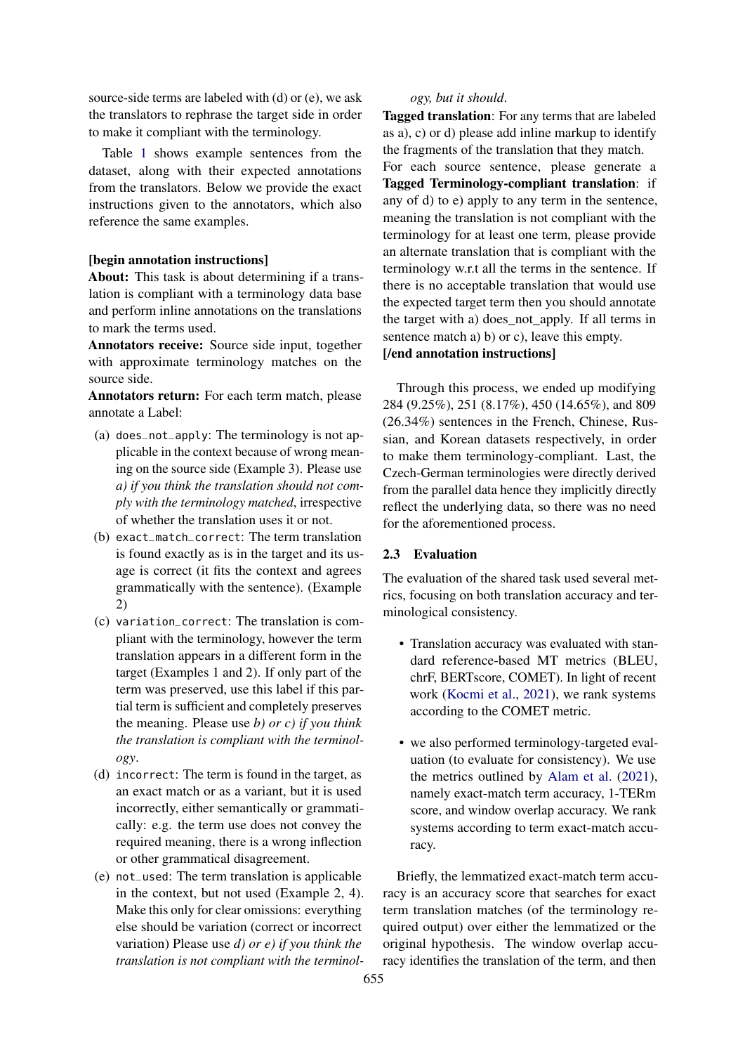source-side terms are labeled with (d) or (e), we ask the translators to rephrase the target side in order to make it compliant with the terminology.

Table 1 shows example sentences from the dataset, along with their expected annotations from the translators. Below we provide the exact instructions given to the annotators, which also reference the same examples.

**[begin annotation instructions]**
**About:** This task is about determining if a translation is compliant with a terminology data base and perform inline annotations on the translations to mark the terms used.
**Annotators receive:** Source side input, together with approximate terminology matches on the source side.
**Annotators return:** For each term match, please annotate a Label:

(a) `does_not_apply`: The terminology is not applicable in the context because of wrong meaning on the source side (Example 3). Please use *a) if you think the translation should not comply with the terminology matched*, irrespective of whether the translation uses it or not.

(b) `exact_match_correct`: The term translation is found exactly as is in the target and its usage is correct (it fits the context and agrees grammatically with the sentence). (Example 2)

(c) `variation_correct`: The translation is compliant with the terminology, however the term translation appears in a different form in the target (Examples 1 and 2). If only part of the term was preserved, use this label if this partial term is sufficient and completely preserves the meaning. Please use *b) or c) if you think the translation is compliant with the terminology*.

(d) `incorrect`: The term is found in the target, as an exact match or as a variant, but it is used incorrectly, either semantically or grammatically: e.g. the term use does not convey the required meaning, there is a wrong inflection or other grammatical disagreement.

(e) `not_used`: The term translation is applicable in the context, but not used (Example 2, 4). Make this only for clear omissions: everything else should be variation (correct or incorrect variation) Please use *d) or e) if you think the translation is not compliant with the terminology, but it should*.

**Tagged translation**: For any terms that are labeled as a), c) or d) please add inline markup to identify the fragments of the translation that they match.
For each source sentence, please generate a **Tagged Terminology-compliant translation**: if any of d) to e) apply to any term in the sentence, meaning the translation is not compliant with the terminology for at least one term, please provide an alternate translation that is compliant with the terminology w.r.t all the terms in the sentence. If there is no acceptable translation that would use the expected target term then you should annotate the target with a) does_not_apply. If all terms in sentence match a) b) or c), leave this empty.
**[/end annotation instructions]**

Through this process, we ended up modifying 284 (9.25%), 251 (8.17%), 450 (14.65%), and 809 (26.34%) sentences in the French, Chinese, Russian, and Korean datasets respectively, in order to make them terminology-compliant. Last, the Czech-German terminologies were directly derived from the parallel data hence they implicitly directly reflect the underlying data, so there was no need for the aforementioned process.

### 2.3 Evaluation

The evaluation of the shared task used several metrics, focusing on both translation accuracy and terminological consistency.

- Translation accuracy was evaluated with standard reference-based MT metrics (BLEU, chrF, BERTscore, COMET). In light of recent work (Kocmi et al., 2021), we rank systems according to the COMET metric.
- we also performed terminology-targeted evaluation (to evaluate for consistency). We use the metrics outlined by Alam et al. (2021), namely exact-match term accuracy, 1-TERm score, and window overlap accuracy. We rank systems according to term exact-match accuracy.

Briefly, the lemmatized exact-match term accuracy is an accuracy score that searches for exact term translation matches (of the terminology required output) over either the lemmatized or the original hypothesis. The window overlap accuracy identifies the translation of the term, and then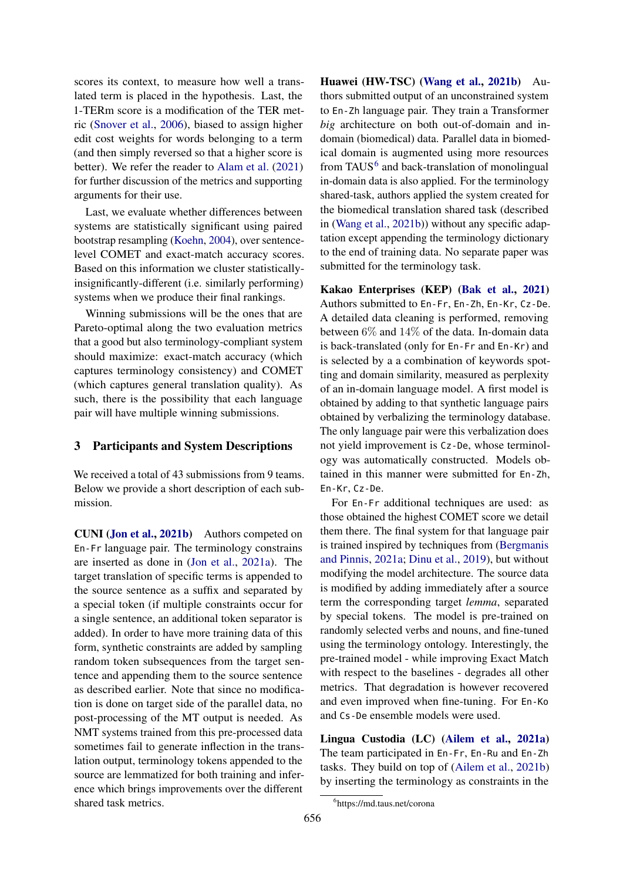scores its context, to measure how well a translated term is placed in the hypothesis. Last, the 1-TERm score is a modification of the TER metric (Snover et al., 2006), biased to assign higher edit cost weights for words belonging to a term (and then simply reversed so that a higher score is better). We refer the reader to Alam et al. (2021) for further discussion of the metrics and supporting arguments for their use.

Last, we evaluate whether differences between systems are statistically significant using paired bootstrap resampling (Koehn, 2004), over sentence-level COMET and exact-match accuracy scores. Based on this information we cluster statistically-insignificantly-different (i.e. similarly performing) systems when we produce their final rankings.

Winning submissions will be the ones that are Pareto-optimal along the two evaluation metrics that a good but also terminology-compliant system should maximize: exact-match accuracy (which captures terminology consistency) and COMET (which captures general translation quality). As such, there is the possibility that each language pair will have multiple winning submissions.

## 3 Participants and System Descriptions

We received a total of 43 submissions from 9 teams. Below we provide a short description of each submission.

**CUNI (Jon et al., 2021b)** Authors competed on `En-Fr` language pair. The terminology constrains are inserted as done in (Jon et al., 2021a). The target translation of specific terms is appended to the source sentence as a suffix and separated by a special token (if multiple constraints occur for a single sentence, an additional token separator is added). In order to have more training data of this form, synthetic constraints are added by sampling random token subsequences from the target sentence and appending them to the source sentence as described earlier. Note that since no modification is done on target side of the parallel data, no post-processing of the MT output is needed. As NMT systems trained from this pre-processed data sometimes fail to generate inflection in the translation output, terminology tokens appended to the source are lemmatized for both training and inference which brings improvements over the different shared task metrics.

**Huawei (HW-TSC) (Wang et al., 2021b)** Authors submitted output of an unconstrained system to `En-Zh` language pair. They train a Transformer *big* architecture on both out-of-domain and in-domain (biomedical) data. Parallel data in biomedical domain is augmented using more resources from TAUS[6] and back-translation of monolingual in-domain data is also applied. For the terminology shared-task, authors applied the system created for the biomedical translation shared task (described in (Wang et al., 2021b)) without any specific adaptation except appending the terminology dictionary to the end of training data. No separate paper was submitted for the terminology task.

**Kakao Enterprises (KEP) (Bak et al., 2021)** Authors submitted to `En-Fr`, `En-Zh`, `En-Kr`, `Cz-De`. A detailed data cleaning is performed, removing between 6% and 14% of the data. In-domain data is back-translated (only for `En-Fr` and `En-Kr`) and is selected by a a combination of keywords spotting and domain similarity, measured as perplexity of an in-domain language model. A first model is obtained by adding to that synthetic language pairs obtained by verbalizing the terminology database. The only language pair were this verbalization does not yield improvement is `Cz-De`, whose terminology was automatically constructed. Models obtained in this manner were submitted for `En-Zh`, `En-Kr`, `Cz-De`.

For `En-Fr` additional techniques are used: as those obtained the highest COMET score we detail them there. The final system for that language pair is trained inspired by techniques from (Bergmanis and Pinnis, 2021a; Dinu et al., 2019), but without modifying the model architecture. The source data is modified by adding immediately after a source term the corresponding target *lemma*, separated by special tokens. The model is pre-trained on randomly selected verbs and nouns, and fine-tuned using the terminology ontology. Interestingly, the pre-trained model - while improving Exact Match with respect to the baselines - degrades all other metrics. That degradation is however recovered and even improved when fine-tuning. For `En-Ko` and `Cs-De` ensemble models were used.

**Lingua Custodia (LC) (Ailem et al., 2021a)** The team participated in `En-Fr`, `En-Ru` and `En-Zh` tasks. They build on top of (Ailem et al., 2021b) by inserting the terminology as constraints in the

[6] https://md.taus.net/corona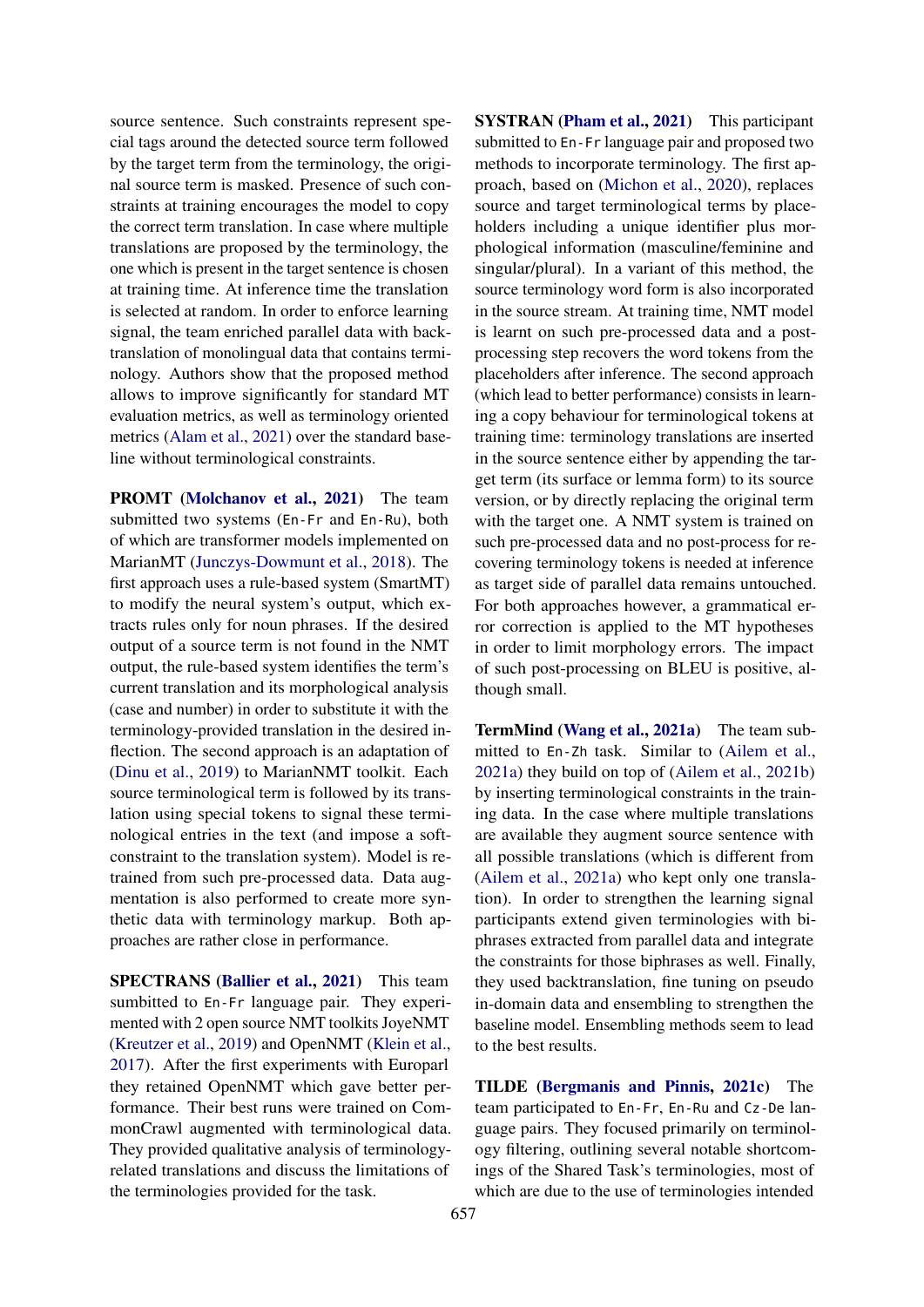source sentence. Such constraints represent special tags around the detected source term followed by the target term from the terminology, the original source term is masked. Presence of such constraints at training encourages the model to copy the correct term translation. In case where multiple translations are proposed by the terminology, the one which is present in the target sentence is chosen at training time. At inference time the translation is selected at random. In order to enforce learning signal, the team enriched parallel data with back-translation of monolingual data that contains terminology. Authors show that the proposed method allows to improve significantly for standard MT evaluation metrics, as well as terminology oriented metrics (Alam et al., 2021) over the standard baseline without terminological constraints.

**PROMT (Molchanov et al., 2021)** The team submitted two systems (`En-Fr` and `En-Ru`), both of which are transformer models implemented on MarianMT (Junczys-Dowmunt et al., 2018). The first approach uses a rule-based system (SmartMT) to modify the neural system's output, which extracts rules only for noun phrases. If the desired output of a source term is not found in the NMT output, the rule-based system identifies the term's current translation and its morphological analysis (case and number) in order to substitute it with the terminology-provided translation in the desired inflection. The second approach is an adaptation of (Dinu et al., 2019) to MarianNMT toolkit. Each source terminological term is followed by its translation using special tokens to signal these terminological entries in the text (and impose a soft-constraint to the translation system). Model is retrained from such pre-processed data. Data augmentation is also performed to create more synthetic data with terminology markup. Both approaches are rather close in performance.

**SPECTRANS (Ballier et al., 2021)** This team sumbitted to `En-Fr` language pair. They experimented with 2 open source NMT toolkits JoyeNMT (Kreutzer et al., 2019) and OpenNMT (Klein et al., 2017). After the first experiments with Europarl they retained OpenNMT which gave better performance. Their best runs were trained on CommonCrawl augmented with terminological data. They provided qualitative analysis of terminology-related translations and discuss the limitations of the terminologies provided for the task.

**SYSTRAN (Pham et al., 2021)** This participant submitted to `En-Fr` language pair and proposed two methods to incorporate terminology. The first approach, based on (Michon et al., 2020), replaces source and target terminological terms by placeholders including a unique identifier plus morphological information (masculine/feminine and singular/plural). In a variant of this method, the source terminology word form is also incorporated in the source stream. At training time, NMT model is learnt on such pre-processed data and a post-processing step recovers the word tokens from the placeholders after inference. The second approach (which lead to better performance) consists in learning a copy behaviour for terminological tokens at training time: terminology translations are inserted in the source sentence either by appending the target term (its surface or lemma form) to its source version, or by directly replacing the original term with the target one. A NMT system is trained on such pre-processed data and no post-process for recovering terminology tokens is needed at inference as target side of parallel data remains untouched. For both approaches however, a grammatical error correction is applied to the MT hypotheses in order to limit morphology errors. The impact of such post-processing on BLEU is positive, although small.

**TermMind (Wang et al., 2021a)** The team submitted to `En-Zh` task. Similar to (Ailem et al., 2021a) they build on top of (Ailem et al., 2021b) by inserting terminological constraints in the training data. In the case where multiple translations are available they augment source sentence with all possible translations (which is different from (Ailem et al., 2021a) who kept only one translation). In order to strengthen the learning signal participants extend given terminologies with biphrases extracted from parallel data and integrate the constraints for those biphrases as well. Finally, they used backtranslation, fine tuning on pseudo in-domain data and ensembling to strengthen the baseline model. Ensembling methods seem to lead to the best results.

**TILDE (Bergmanis and Pinnis, 2021c)** The team participated to `En-Fr`, `En-Ru` and `Cz-De` language pairs. They focused primarily on terminology filtering, outlining several notable shortcomings of the Shared Task's terminologies, most of which are due to the use of terminologies intended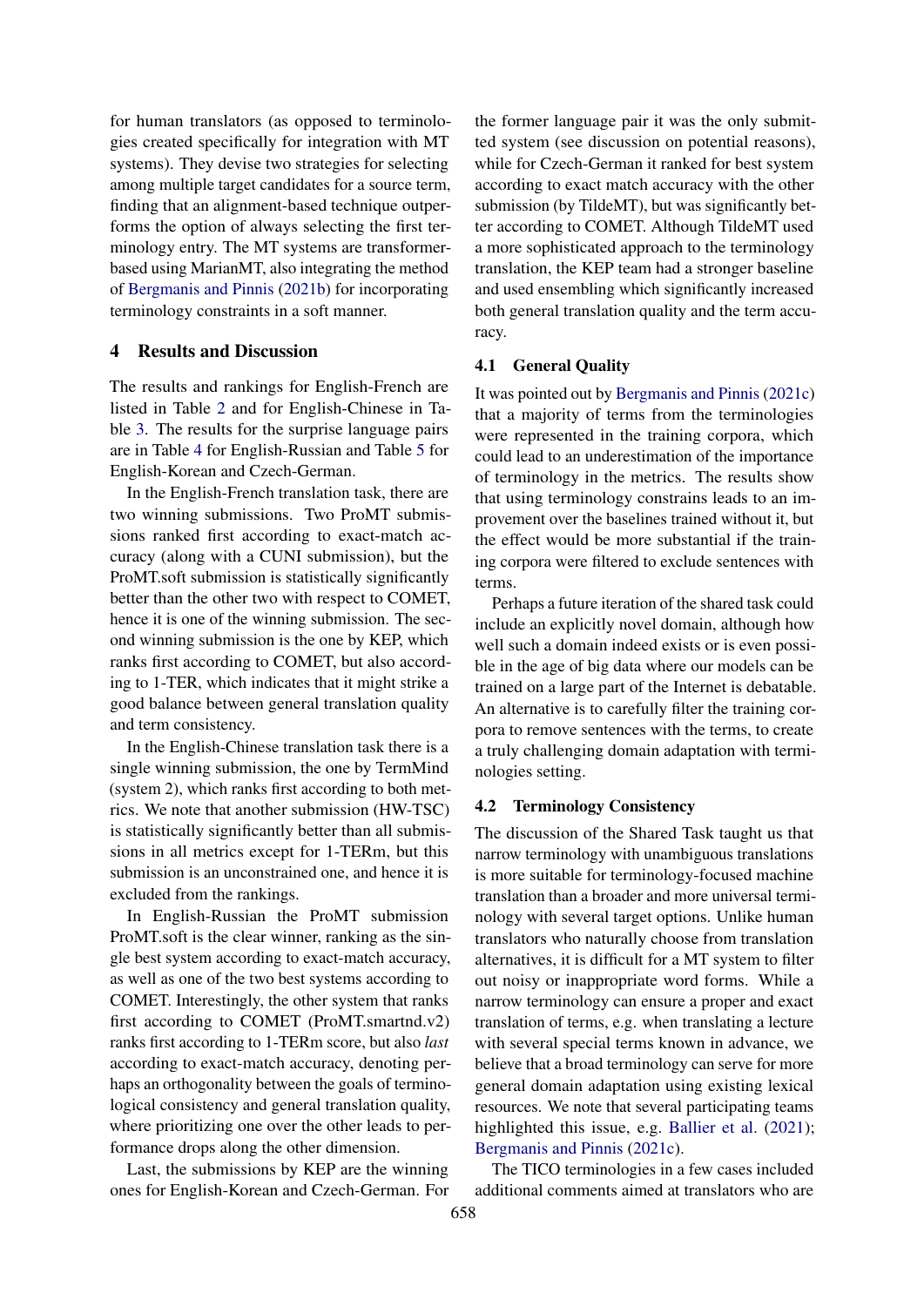for human translators (as opposed to terminologies created specifically for integration with MT systems). They devise two strategies for selecting among multiple target candidates for a source term, finding that an alignment-based technique outperforms the option of always selecting the first terminology entry. The MT systems are transformer-based using MarianMT, also integrating the method of Bergmanis and Pinnis (2021b) for incorporating terminology constraints in a soft manner.

## 4 Results and Discussion

The results and rankings for English-French are listed in Table 2 and for English-Chinese in Table 3. The results for the surprise language pairs are in Table 4 for English-Russian and Table 5 for English-Korean and Czech-German.

In the English-French translation task, there are two winning submissions. Two ProMT submissions ranked first according to exact-match accuracy (along with a CUNI submission), but the ProMT.soft submission is statistically significantly better than the other two with respect to COMET, hence it is one of the winning submission. The second winning submission is the one by KEP, which ranks first according to COMET, but also according to 1-TER, which indicates that it might strike a good balance between general translation quality and term consistency.

In the English-Chinese translation task there is a single winning submission, the one by TermMind (system 2), which ranks first according to both metrics. We note that another submission (HW-TSC) is statistically significantly better than all submissions in all metrics except for 1-TERm, but this submission is an unconstrained one, and hence it is excluded from the rankings.

In English-Russian the ProMT submission ProMT.soft is the clear winner, ranking as the single best system according to exact-match accuracy, as well as one of the two best systems according to COMET. Interestingly, the other system that ranks first according to COMET (ProMT.smartnd.v2) ranks first according to 1-TERm score, but also *last* according to exact-match accuracy, denoting perhaps an orthogonality between the goals of terminological consistency and general translation quality, where prioritizing one over the other leads to performance drops along the other dimension.

Last, the submissions by KEP are the winning ones for English-Korean and Czech-German. For the former language pair it was the only submitted system (see discussion on potential reasons), while for Czech-German it ranked for best system according to exact match accuracy with the other submission (by TildeMT), but was significantly better according to COMET. Although TildeMT used a more sophisticated approach to the terminology translation, the KEP team had a stronger baseline and used ensembling which significantly increased both general translation quality and the term accuracy.

### 4.1 General Quality

It was pointed out by Bergmanis and Pinnis (2021c) that a majority of terms from the terminologies were represented in the training corpora, which could lead to an underestimation of the importance of terminology in the metrics. The results show that using terminology constrains leads to an improvement over the baselines trained without it, but the effect would be more substantial if the training corpora were filtered to exclude sentences with terms.

Perhaps a future iteration of the shared task could include an explicitly novel domain, although how well such a domain indeed exists or is even possible in the age of big data where our models can be trained on a large part of the Internet is debatable. An alternative is to carefully filter the training corpora to remove sentences with the terms, to create a truly challenging domain adaptation with terminologies setting.

### 4.2 Terminology Consistency

The discussion of the Shared Task taught us that narrow terminology with unambiguous translations is more suitable for terminology-focused machine translation than a broader and more universal terminology with several target options. Unlike human translators who naturally choose from translation alternatives, it is difficult for a MT system to filter out noisy or inappropriate word forms. While a narrow terminology can ensure a proper and exact translation of terms, e.g. when translating a lecture with several special terms known in advance, we believe that a broad terminology can serve for more general domain adaptation using existing lexical resources. We note that several participating teams highlighted this issue, e.g. Ballier et al. (2021); Bergmanis and Pinnis (2021c).

The TICO terminologies in a few cases included additional comments aimed at translators who are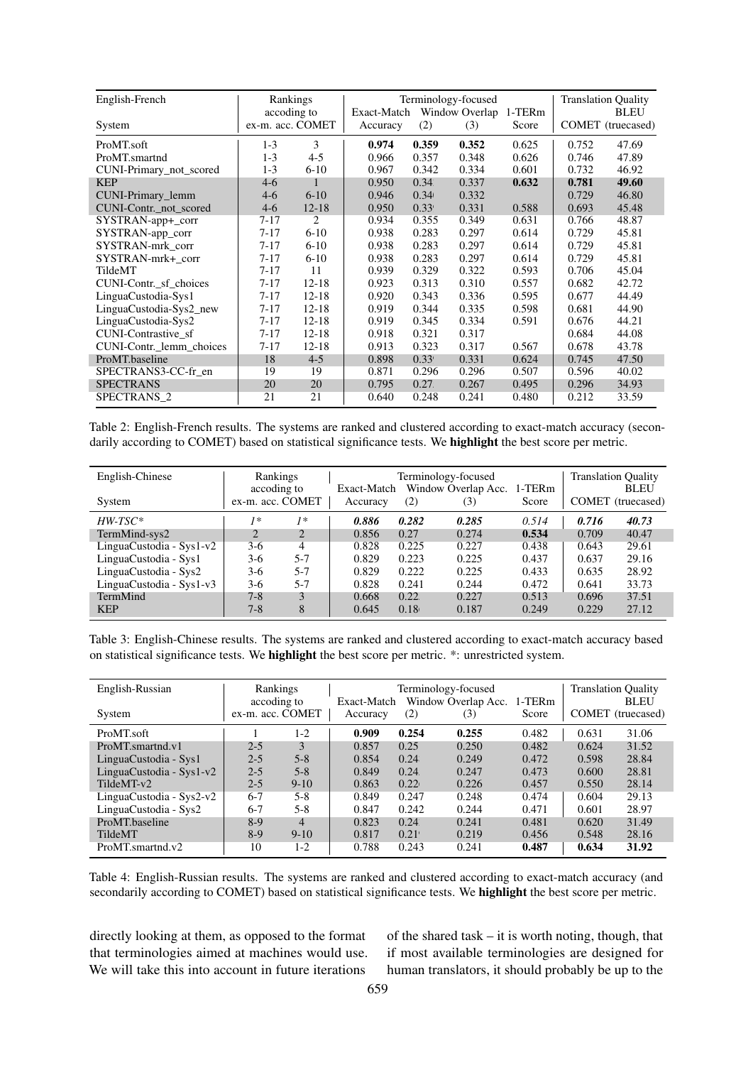| English-French | Rankings accoding to | | Terminology-focused | | | | Translation Quality | |
|---|---|---|---|---|---|---|---|---|
| | | | Exact-Match | Window Overlap | | 1-TERm | | BLEU |
| System | ex-m. acc. | COMET | Accuracy | (2) | (3) | Score | COMET | (truecased) |
| ProMT.soft | 1-3 | 3 | **0.974** | **0.359** | **0.352** | 0.625 | 0.752 | 47.69 |
| ProMT.smartnd | 1-3 | 4-5 | 0.966 | 0.357 | 0.348 | 0.626 | 0.746 | 47.89 |
| CUNI-Primary_not_scored | 1-3 | 6-10 | 0.967 | 0.342 | 0.334 | 0.601 | 0.732 | 46.92 |
| KEP | 4-6 | 1 | 0.950 | 0.34 | 0.337 | **0.632** | **0.781** | **49.60** |
| CUNI-Primary_lemm | 4-6 | 6-10 | 0.946 | 0.34 | 0.332 | | 0.729 | 46.80 |
| CUNI-Contr._not_scored | 4-6 | 12-18 | 0.950 | 0.33 | 0.331 | 0.588 | 0.693 | 45.48 |
| SYSTRAN-app+_corr | 7-17 | 2 | 0.934 | 0.355 | 0.349 | 0.631 | 0.766 | 48.87 |
| SYSTRAN-app_corr | 7-17 | 6-10 | 0.938 | 0.283 | 0.297 | 0.614 | 0.729 | 45.81 |
| SYSTRAN-mrk_corr | 7-17 | 6-10 | 0.938 | 0.283 | 0.297 | 0.614 | 0.729 | 45.81 |
| SYSTRAN-mrk+_corr | 7-17 | 6-10 | 0.938 | 0.283 | 0.297 | 0.614 | 0.729 | 45.81 |
| TildeMT | 7-17 | 11 | 0.939 | 0.329 | 0.322 | 0.593 | 0.706 | 45.04 |
| CUNI-Contr._sf_choices | 7-17 | 12-18 | 0.923 | 0.313 | 0.310 | 0.557 | 0.682 | 42.72 |
| LinguaCustodia-Sys1 | 7-17 | 12-18 | 0.920 | 0.343 | 0.336 | 0.595 | 0.677 | 44.49 |
| LinguaCustodia-Sys2_new | 7-17 | 12-18 | 0.919 | 0.344 | 0.335 | 0.598 | 0.681 | 44.90 |
| LinguaCustodia-Sys2 | 7-17 | 12-18 | 0.919 | 0.345 | 0.334 | 0.591 | 0.676 | 44.21 |
| CUNI-Contrastive_sf | 7-17 | 12-18 | 0.918 | 0.321 | 0.317 | | 0.684 | 44.08 |
| CUNI-Contr._lemm_choices | 7-17 | 12-18 | 0.913 | 0.323 | 0.317 | 0.567 | 0.678 | 43.78 |
| ProMT.baseline | 18 | 4-5 | 0.898 | 0.33 | 0.331 | 0.624 | 0.745 | 47.50 |
| SPECTRANS3-CC-fr_en | 19 | 19 | 0.871 | 0.296 | 0.296 | 0.507 | 0.596 | 40.02 |
| SPECTRANS | 20 | 20 | 0.795 | 0.27 | 0.267 | 0.495 | 0.296 | 34.93 |
| SPECTRANS_2 | 21 | 21 | 0.640 | 0.248 | 0.241 | 0.480 | 0.212 | 33.59 |

Table 2: English-French results. The systems are ranked and clustered according to exact-match accuracy (secondarily according to COMET) based on statistical significance tests. We **highlight** the best score per metric.

| English-Chinese | Rankings accoding to | | Terminology-focused | | | | Translation Quality | |
|---|---|---|---|---|---|---|---|---|
| | | | Exact-Match | Window Overlap Acc. | | 1-TERm | | BLEU |
| System | ex-m. acc. | COMET | Accuracy | (2) | (3) | Score | COMET | (truecased) |
| *HW-TSC\** | *1\** | *1\** | ***0.886*** | ***0.282*** | ***0.285*** | *0.514* | ***0.716*** | ***40.73*** |
| TermMind-sys2 | 2 | 2 | 0.856 | 0.27 | 0.274 | **0.534** | 0.709 | 40.47 |
| LinguaCustodia - Sys1-v2 | 3-6 | 4 | 0.828 | 0.225 | 0.227 | 0.438 | 0.643 | 29.61 |
| LinguaCustodia - Sys1 | 3-6 | 5-7 | 0.829 | 0.223 | 0.225 | 0.437 | 0.637 | 29.16 |
| LinguaCustodia - Sys2 | 3-6 | 5-7 | 0.829 | 0.222 | 0.225 | 0.433 | 0.635 | 28.92 |
| LinguaCustodia - Sys1-v3 | 3-6 | 5-7 | 0.828 | 0.241 | 0.244 | 0.472 | 0.641 | 33.73 |
| TermMind | 7-8 | 3 | 0.668 | 0.22 | 0.227 | 0.513 | 0.696 | 37.51 |
| KEP | 7-8 | 8 | 0.645 | 0.18 | 0.187 | 0.249 | 0.229 | 27.12 |

Table 3: English-Chinese results. The systems are ranked and clustered according to exact-match accuracy based on statistical significance tests. We **highlight** the best score per metric. \*: unrestricted system.

| English-Russian | Rankings accoding to | | Terminology-focused | | | | Translation Quality | |
|---|---|---|---|---|---|---|---|---|
| | | | Exact-Match | Window Overlap Acc. | | 1-TERm | | BLEU |
| System | ex-m. acc. | COMET | Accuracy | (2) | (3) | Score | COMET | (truecased) |
| ProMT.soft | 1 | 1-2 | **0.909** | **0.254** | **0.255** | 0.482 | 0.631 | 31.06 |
| ProMT.smartnd.v1 | 2-5 | 3 | 0.857 | 0.25 | 0.250 | 0.482 | 0.624 | 31.52 |
| LinguaCustodia - Sys1 | 2-5 | 5-8 | 0.854 | 0.24 | 0.249 | 0.472 | 0.598 | 28.84 |
| LinguaCustodia - Sys1-v2 | 2-5 | 5-8 | 0.849 | 0.24 | 0.247 | 0.473 | 0.600 | 28.81 |
| TildeMT-v2 | 2-5 | 9-10 | 0.863 | 0.22 | 0.226 | 0.457 | 0.550 | 28.14 |
| LinguaCustodia - Sys2-v2 | 6-7 | 5-8 | 0.849 | 0.247 | 0.248 | 0.474 | 0.604 | 29.13 |
| LinguaCustodia - Sys2 | 6-7 | 5-8 | 0.847 | 0.242 | 0.244 | 0.471 | 0.601 | 28.97 |
| ProMT.baseline | 8-9 | 4 | 0.823 | 0.24 | 0.241 | 0.481 | 0.620 | 31.49 |
| TildeMT | 8-9 | 9-10 | 0.817 | 0.21 | 0.219 | 0.456 | 0.548 | 28.16 |
| ProMT.smartnd.v2 | 10 | 1-2 | 0.788 | 0.243 | 0.241 | **0.487** | **0.634** | **31.92** |

Table 4: English-Russian results. The systems are ranked and clustered according to exact-match accuracy (and secondarily according to COMET) based on statistical significance tests. We **highlight** the best score per metric.

directly looking at them, as opposed to the format that terminologies aimed at machines would use. We will take this into account in future iterations of the shared task – it is worth noting, though, that if most available terminologies are designed for human translators, it should probably be up to the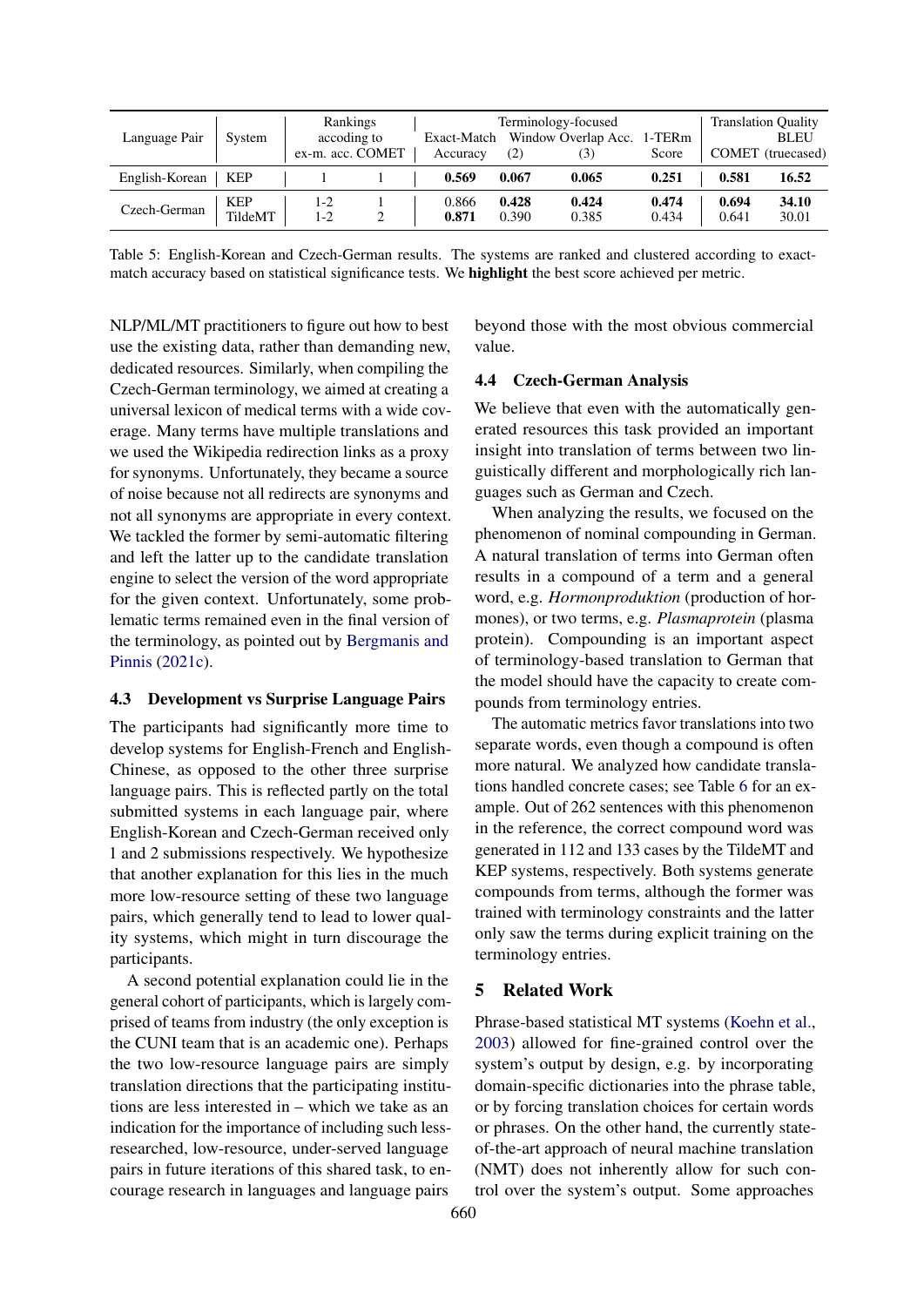| Language Pair | System | Rankings according to ex-m. acc. | COMET | Exact-Match Accuracy | Window Overlap Acc. (2) | (3) | 1-TERm Score | Translation Quality COMET | BLEU (truecased) |
|---|---|---|---|---|---|---|---|---|---|
| English-Korean | KEP | 1 | 1 | **0.569** | **0.067** | **0.065** | **0.251** | **0.581** | **16.52** |
| Czech-German | KEP | 1-2 | 1 | 0.866 | **0.428** | **0.424** | **0.474** | **0.694** | **34.10** |
| | TildeMT | 1-2 | 2 | **0.871** | 0.390 | 0.385 | 0.434 | 0.641 | 30.01 |

Table 5: English-Korean and Czech-German results. The systems are ranked and clustered according to exact-match accuracy based on statistical significance tests. We **highlight** the best score achieved per metric.

NLP/ML/MT practitioners to figure out how to best use the existing data, rather than demanding new, dedicated resources. Similarly, when compiling the Czech-German terminology, we aimed at creating a universal lexicon of medical terms with a wide coverage. Many terms have multiple translations and we used the Wikipedia redirection links as a proxy for synonyms. Unfortunately, they became a source of noise because not all redirects are synonyms and not all synonyms are appropriate in every context. We tackled the former by semi-automatic filtering and left the latter up to the candidate translation engine to select the version of the word appropriate for the given context. Unfortunately, some problematic terms remained even in the final version of the terminology, as pointed out by Bergmanis and Pinnis (2021c).

### 4.3 Development vs Surprise Language Pairs

The participants had significantly more time to develop systems for English-French and English-Chinese, as opposed to the other three surprise language pairs. This is reflected partly on the total submitted systems in each language pair, where English-Korean and Czech-German received only 1 and 2 submissions respectively. We hypothesize that another explanation for this lies in the much more low-resource setting of these two language pairs, which generally tend to lead to lower quality systems, which might in turn discourage the participants.

A second potential explanation could lie in the general cohort of participants, which is largely comprised of teams from industry (the only exception is the CUNI team that is an academic one). Perhaps the two low-resource language pairs are simply translation directions that the participating institutions are less interested in – which we take as an indication for the importance of including such less-researched, low-resource, under-served language pairs in future iterations of this shared task, to encourage research in languages and language pairs beyond those with the most obvious commercial value.

### 4.4 Czech-German Analysis

We believe that even with the automatically generated resources this task provided an important insight into translation of terms between two linguistically different and morphologically rich languages such as German and Czech.

When analyzing the results, we focused on the phenomenon of nominal compounding in German. A natural translation of terms into German often results in a compound of a term and a general word, e.g. *Hormonproduktion* (production of hormones), or two terms, e.g. *Plasmaprotein* (plasma protein). Compounding is an important aspect of terminology-based translation to German that the model should have the capacity to create compounds from terminology entries.

The automatic metrics favor translations into two separate words, even though a compound is often more natural. We analyzed how candidate translations handled concrete cases; see Table 6 for an example. Out of 262 sentences with this phenomenon in the reference, the correct compound word was generated in 112 and 133 cases by the TildeMT and KEP systems, respectively. Both systems generate compounds from terms, although the former was trained with terminology constraints and the latter only saw the terms during explicit training on the terminology entries.

## 5 Related Work

Phrase-based statistical MT systems (Koehn et al., 2003) allowed for fine-grained control over the system's output by design, e.g. by incorporating domain-specific dictionaries into the phrase table, or by forcing translation choices for certain words or phrases. On the other hand, the currently state-of-the-art approach of neural machine translation (NMT) does not inherently allow for such control over the system's output. Some approaches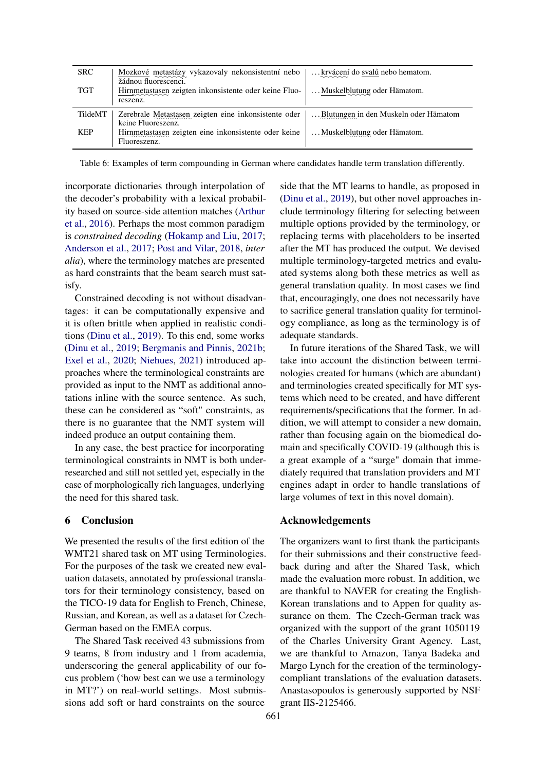| | | |
|---|---|---|
| SRC | Mozkové metastázy vykazovaly nekonsistentní nebo žádnou fluorescenci. | ...krvácení do svalů nebo hematom. |
| TGT | Hirnmetastasen zeigten inkonsistente oder keine Fluoreszenz. | ...Muskelblutung oder Hämatom. |
| TildeMT | Zerebrale Metastasen zeigten eine inkonsistente oder keine Fluoreszenz. | ...Blutungen in den Muskeln oder Hämatom |
| KEP | Hirnmetastasen zeigten eine inkonsistente oder keine Fluoreszenz. | ...Muskelblutung oder Hämatom. |

Table 6: Examples of term compounding in German where candidates handle term translation differently.

incorporate dictionaries through interpolation of the decoder's probability with a lexical probability based on source-side attention matches (Arthur et al., 2016). Perhaps the most common paradigm is *constrained decoding* (Hokamp and Liu, 2017; Anderson et al., 2017; Post and Vilar, 2018, *inter alia*), where the terminology matches are presented as hard constraints that the beam search must satisfy.

Constrained decoding is not without disadvantages: it can be computationally expensive and it is often brittle when applied in realistic conditions (Dinu et al., 2019). To this end, some works (Dinu et al., 2019; Bergmanis and Pinnis, 2021b; Exel et al., 2020; Niehues, 2021) introduced approaches where the terminological constraints are provided as input to the NMT as additional annotations inline with the source sentence. As such, these can be considered as "soft" constraints, as there is no guarantee that the NMT system will indeed produce an output containing them.

In any case, the best practice for incorporating terminological constraints in NMT is both under-researched and still not settled yet, especially in the case of morphologically rich languages, underlying the need for this shared task.

## 6 Conclusion

We presented the results of the first edition of the WMT21 shared task on MT using Terminologies. For the purposes of the task we created new evaluation datasets, annotated by professional translators for their terminology consistency, based on the TICO-19 data for English to French, Chinese, Russian, and Korean, as well as a dataset for Czech-German based on the EMEA corpus.

The Shared Task received 43 submissions from 9 teams, 8 from industry and 1 from academia, underscoring the general applicability of our focus problem ('how best can we use a terminology in MT?') on real-world settings. Most submissions add soft or hard constraints on the source side that the MT learns to handle, as proposed in (Dinu et al., 2019), but other novel approaches include terminology filtering for selecting between multiple options provided by the terminology, or replacing terms with placeholders to be inserted after the MT has produced the output. We devised multiple terminology-targeted metrics and evaluated systems along both these metrics as well as general translation quality. In most cases we find that, encouragingly, one does not necessarily have to sacrifice general translation quality for terminology compliance, as long as the terminology is of adequate standards.

In future iterations of the Shared Task, we will take into account the distinction between terminologies created for humans (which are abundant) and terminologies created specifically for MT systems which need to be created, and have different requirements/specifications that the former. In addition, we will attempt to consider a new domain, rather than focusing again on the biomedical domain and specifically COVID-19 (although this is a great example of a "surge" domain that immediately required that translation providers and MT engines adapt in order to handle translations of large volumes of text in this novel domain).

## Acknowledgements

The organizers want to first thank the participants for their submissions and their constructive feedback during and after the Shared Task, which made the evaluation more robust. In addition, we are thankful to NAVER for creating the English-Korean translations and to Appen for quality assurance on them. The Czech-German track was organized with the support of the grant 1050119 of the Charles University Grant Agency. Last, we are thankful to Amazon, Tanya Badeka and Margo Lynch for the creation of the terminology-compliant translations of the evaluation datasets. Anastasopoulos is generously supported by NSF grant IIS-2125466.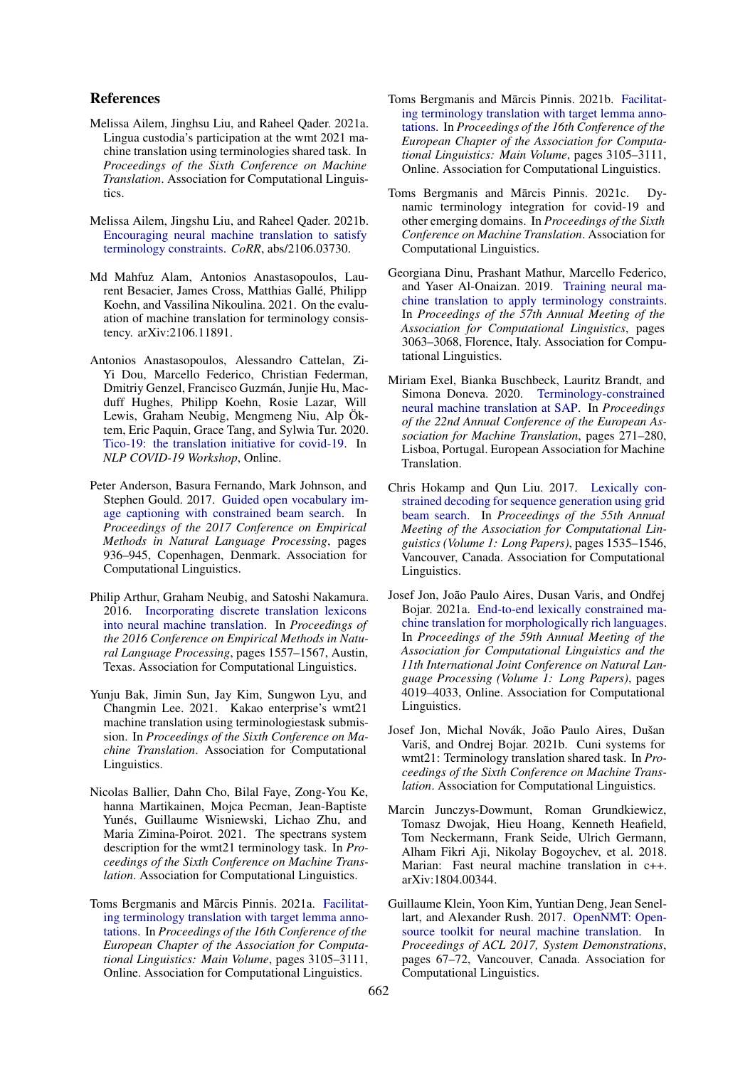## References

Melissa Ailem, Jinghsu Liu, and Raheel Qader. 2021a. Lingua custodia's participation at the wmt 2021 machine translation using terminologies shared task. In *Proceedings of the Sixth Conference on Machine Translation*. Association for Computational Linguistics.

Melissa Ailem, Jingshu Liu, and Raheel Qader. 2021b. Encouraging neural machine translation to satisfy terminology constraints. *CoRR*, abs/2106.03730.

Md Mahfuz Alam, Antonios Anastasopoulos, Laurent Besacier, James Cross, Matthias Gallé, Philipp Koehn, and Vassilina Nikoulina. 2021. On the evaluation of machine translation for terminology consistency. arXiv:2106.11891.

Antonios Anastasopoulos, Alessandro Cattelan, Zi-Yi Dou, Marcello Federico, Christian Federman, Dmitriy Genzel, Francisco Guzmán, Junjie Hu, Macduff Hughes, Philipp Koehn, Rosie Lazar, Will Lewis, Graham Neubig, Mengmeng Niu, Alp Öktem, Eric Paquin, Grace Tang, and Sylwia Tur. 2020. Tico-19: the translation initiative for covid-19. In *NLP COVID-19 Workshop*, Online.

Peter Anderson, Basura Fernando, Mark Johnson, and Stephen Gould. 2017. Guided open vocabulary image captioning with constrained beam search. In *Proceedings of the 2017 Conference on Empirical Methods in Natural Language Processing*, pages 936–945, Copenhagen, Denmark. Association for Computational Linguistics.

Philip Arthur, Graham Neubig, and Satoshi Nakamura. 2016. Incorporating discrete translation lexicons into neural machine translation. In *Proceedings of the 2016 Conference on Empirical Methods in Natural Language Processing*, pages 1557–1567, Austin, Texas. Association for Computational Linguistics.

Yunju Bak, Jimin Sun, Jay Kim, Sungwon Lyu, and Changmin Lee. 2021. Kakao enterprise's wmt21 machine translation using terminologiestask submission. In *Proceedings of the Sixth Conference on Machine Translation*. Association for Computational Linguistics.

Nicolas Ballier, Dahn Cho, Bilal Faye, Zong-You Ke, hanna Martikainen, Mojca Pecman, Jean-Baptiste Yunés, Guillaume Wisniewski, Lichao Zhu, and Maria Zimina-Poirot. 2021. The spectrans system description for the wmt21 terminology task. In *Proceedings of the Sixth Conference on Machine Translation*. Association for Computational Linguistics.

Toms Bergmanis and Mārcis Pinnis. 2021a. Facilitating terminology translation with target lemma annotations. In *Proceedings of the 16th Conference of the European Chapter of the Association for Computational Linguistics: Main Volume*, pages 3105–3111, Online. Association for Computational Linguistics.

Toms Bergmanis and Mārcis Pinnis. 2021b. Facilitating terminology translation with target lemma annotations. In *Proceedings of the 16th Conference of the European Chapter of the Association for Computational Linguistics: Main Volume*, pages 3105–3111, Online. Association for Computational Linguistics.

Toms Bergmanis and Mārcis Pinnis. 2021c. Dynamic terminology integration for covid-19 and other emerging domains. In *Proceedings of the Sixth Conference on Machine Translation*. Association for Computational Linguistics.

Georgiana Dinu, Prashant Mathur, Marcello Federico, and Yaser Al-Onaizan. 2019. Training neural machine translation to apply terminology constraints. In *Proceedings of the 57th Annual Meeting of the Association for Computational Linguistics*, pages 3063–3068, Florence, Italy. Association for Computational Linguistics.

Miriam Exel, Bianka Buschbeck, Lauritz Brandt, and Simona Doneva. 2020. Terminology-constrained neural machine translation at SAP. In *Proceedings of the 22nd Annual Conference of the European Association for Machine Translation*, pages 271–280, Lisboa, Portugal. European Association for Machine Translation.

Chris Hokamp and Qun Liu. 2017. Lexically constrained decoding for sequence generation using grid beam search. In *Proceedings of the 55th Annual Meeting of the Association for Computational Linguistics (Volume 1: Long Papers)*, pages 1535–1546, Vancouver, Canada. Association for Computational Linguistics.

Josef Jon, João Paulo Aires, Dusan Varis, and Ondřej Bojar. 2021a. End-to-end lexically constrained machine translation for morphologically rich languages. In *Proceedings of the 59th Annual Meeting of the Association for Computational Linguistics and the 11th International Joint Conference on Natural Language Processing (Volume 1: Long Papers)*, pages 4019–4033, Online. Association for Computational Linguistics.

Josef Jon, Michal Novák, João Paulo Aires, Dušan Variš, and Ondrej Bojar. 2021b. Cuni systems for wmt21: Terminology translation shared task. In *Proceedings of the Sixth Conference on Machine Translation*. Association for Computational Linguistics.

Marcin Junczys-Dowmunt, Roman Grundkiewicz, Tomasz Dwojak, Hieu Hoang, Kenneth Heafield, Tom Neckermann, Frank Seide, Ulrich Germann, Alham Fikri Aji, Nikolay Bogoychev, et al. 2018. Marian: Fast neural machine translation in c++. arXiv:1804.00344.

Guillaume Klein, Yoon Kim, Yuntian Deng, Jean Senellart, and Alexander Rush. 2017. OpenNMT: Open-source toolkit for neural machine translation. In *Proceedings of ACL 2017, System Demonstrations*, pages 67–72, Vancouver, Canada. Association for Computational Linguistics.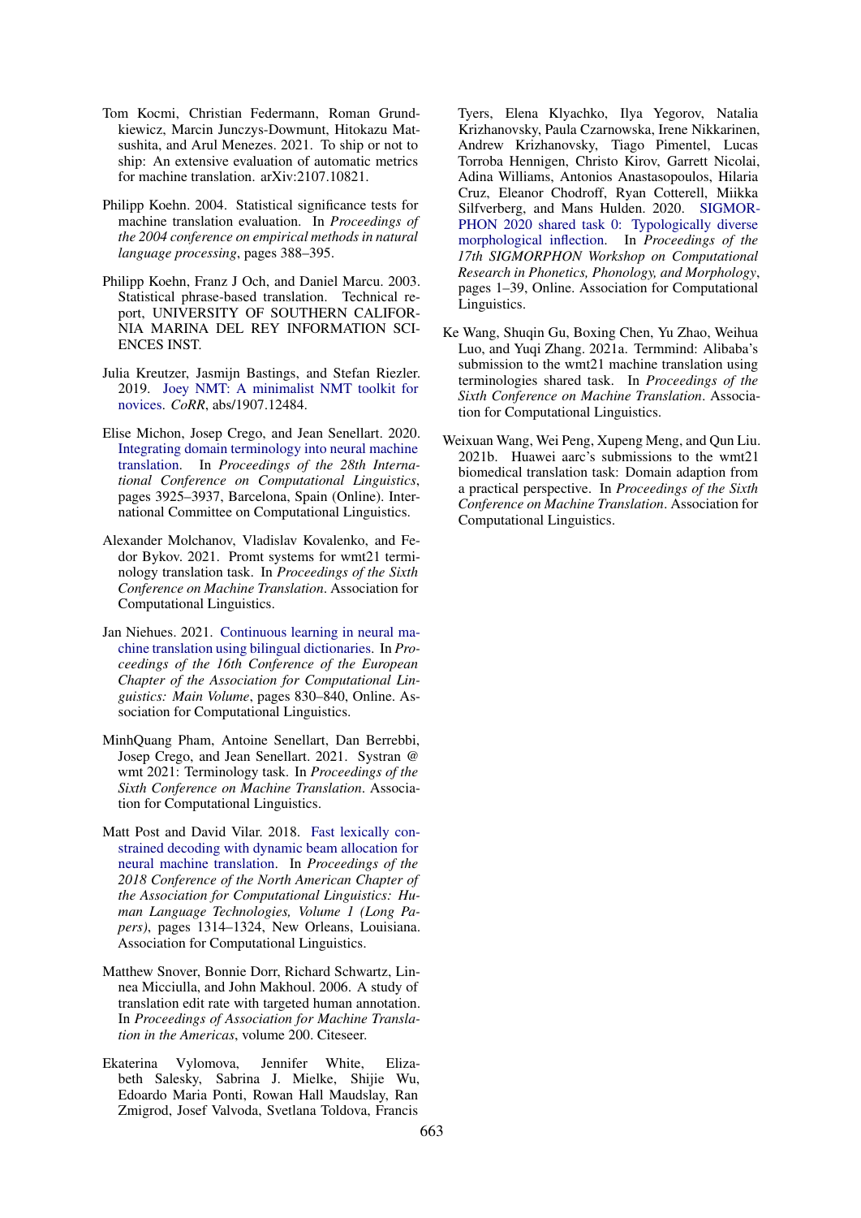Tom Kocmi, Christian Federmann, Roman Grundkiewicz, Marcin Junczys-Dowmunt, Hitokazu Matsushita, and Arul Menezes. 2021. To ship or not to ship: An extensive evaluation of automatic metrics for machine translation. arXiv:2107.10821.

Philipp Koehn. 2004. Statistical significance tests for machine translation evaluation. In *Proceedings of the 2004 conference on empirical methods in natural language processing*, pages 388–395.

Philipp Koehn, Franz J Och, and Daniel Marcu. 2003. Statistical phrase-based translation. Technical report, UNIVERSITY OF SOUTHERN CALIFORNIA MARINA DEL REY INFORMATION SCIENCES INST.

Julia Kreutzer, Jasmijn Bastings, and Stefan Riezler. 2019. Joey NMT: A minimalist NMT toolkit for novices. *CoRR*, abs/1907.12484.

Elise Michon, Josep Crego, and Jean Senellart. 2020. Integrating domain terminology into neural machine translation. In *Proceedings of the 28th International Conference on Computational Linguistics*, pages 3925–3937, Barcelona, Spain (Online). International Committee on Computational Linguistics.

Alexander Molchanov, Vladislav Kovalenko, and Fedor Bykov. 2021. Promt systems for wmt21 terminology translation task. In *Proceedings of the Sixth Conference on Machine Translation*. Association for Computational Linguistics.

Jan Niehues. 2021. Continuous learning in neural machine translation using bilingual dictionaries. In *Proceedings of the 16th Conference of the European Chapter of the Association for Computational Linguistics: Main Volume*, pages 830–840, Online. Association for Computational Linguistics.

MinhQuang Pham, Antoine Senellart, Dan Berrebbi, Josep Crego, and Jean Senellart. 2021. Systran @ wmt 2021: Terminology task. In *Proceedings of the Sixth Conference on Machine Translation*. Association for Computational Linguistics.

Matt Post and David Vilar. 2018. Fast lexically constrained decoding with dynamic beam allocation for neural machine translation. In *Proceedings of the 2018 Conference of the North American Chapter of the Association for Computational Linguistics: Human Language Technologies, Volume 1 (Long Papers)*, pages 1314–1324, New Orleans, Louisiana. Association for Computational Linguistics.

Matthew Snover, Bonnie Dorr, Richard Schwartz, Linnea Micciulla, and John Makhoul. 2006. A study of translation edit rate with targeted human annotation. In *Proceedings of Association for Machine Translation in the Americas*, volume 200. Citeseer.

Ekaterina Vylomova, Jennifer White, Elizabeth Salesky, Sabrina J. Mielke, Shijie Wu, Edoardo Maria Ponti, Rowan Hall Maudslay, Ran Zmigrod, Josef Valvoda, Svetlana Toldova, Francis Tyers, Elena Klyachko, Ilya Yegorov, Natalia Krizhanovsky, Paula Czarnowska, Irene Nikkarinen, Andrew Krizhanovsky, Tiago Pimentel, Lucas Torroba Hennigen, Christo Kirov, Garrett Nicolai, Adina Williams, Antonios Anastasopoulos, Hilaria Cruz, Eleanor Chodroff, Ryan Cotterell, Miikka Silfverberg, and Mans Hulden. 2020. SIGMORPHON 2020 shared task 0: Typologically diverse morphological inflection. In *Proceedings of the 17th SIGMORPHON Workshop on Computational Research in Phonetics, Phonology, and Morphology*, pages 1–39, Online. Association for Computational Linguistics.

Ke Wang, Shuqin Gu, Boxing Chen, Yu Zhao, Weihua Luo, and Yuqi Zhang. 2021a. Termmind: Alibaba's submission to the wmt21 machine translation using terminologies shared task. In *Proceedings of the Sixth Conference on Machine Translation*. Association for Computational Linguistics.

Weixuan Wang, Wei Peng, Xupeng Meng, and Qun Liu. 2021b. Huawei aarc's submissions to the wmt21 biomedical translation task: Domain adaption from a practical perspective. In *Proceedings of the Sixth Conference on Machine Translation*. Association for Computational Linguistics.